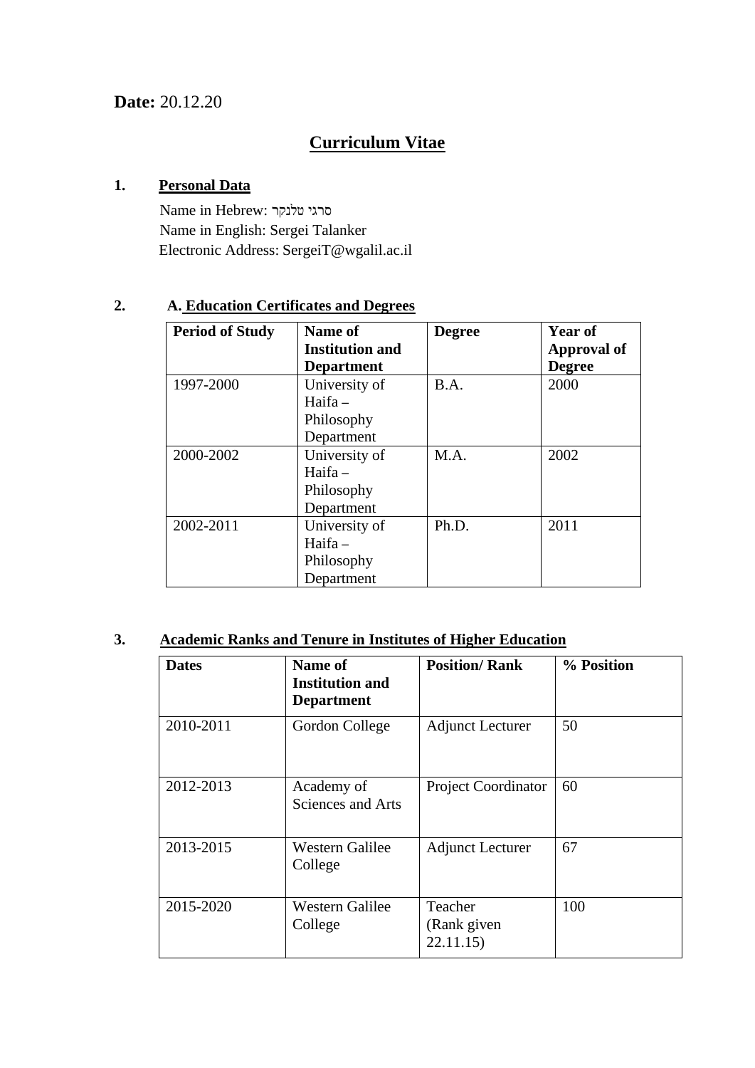**Date:** 20.12.20

# Curriculum Vitae

## 1. Personal Data

Name in Hebrew: סרגי טלנקר
Name in English: Sergei Talanker
Electronic Address: SergeiT@wgalil.ac.il

## 2. A. Education Certificates and Degrees

| Period of Study | Name of Institution and Department | Degree | Year of Approval of Degree |
|---|---|---|---|
| 1997-2000 | University of Haifa – Philosophy Department | B.A. | 2000 |
| 2000-2002 | University of Haifa – Philosophy Department | M.A. | 2002 |
| 2002-2011 | University of Haifa – Philosophy Department | Ph.D. | 2011 |

## 3. Academic Ranks and Tenure in Institutes of Higher Education

| Dates | Name of Institution and Department | Position/ Rank | % Position |
|---|---|---|---|
| 2010-2011 | Gordon College | Adjunct Lecturer | 50 |
| 2012-2013 | Academy of Sciences and Arts | Project Coordinator | 60 |
| 2013-2015 | Western Galilee College | Adjunct Lecturer | 67 |
| 2015-2020 | Western Galilee College | Teacher (Rank given 22.11.15) | 100 |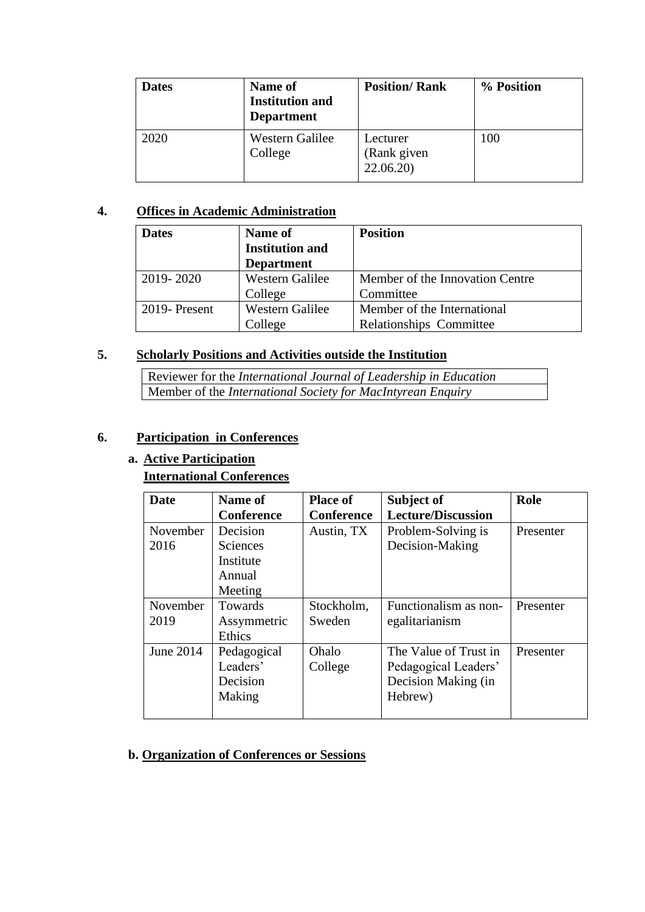| Dates | Name of Institution and Department | Position/ Rank | % Position |
|---|---|---|---|
| 2020 | Western Galilee College | Lecturer (Rank given 22.06.20) | 100 |

## 4. Offices in Academic Administration

| Dates | Name of Institution and Department | Position |
|---|---|---|
| 2019- 2020 | Western Galilee College | Member of the Innovation Centre Committee |
| 2019- Present | Western Galilee College | Member of the International Relationships Committee |

## 5. Scholarly Positions and Activities outside the Institution

| |
|---|
| Reviewer for the *International Journal of Leadership in Education* |
| Member of the *International Society for MacIntyrean Enquiry* |

## 6. Participation in Conferences

### a. Active Participation

**International Conferences**

| Date | Name of Conference | Place of Conference | Subject of Lecture/Discussion | Role |
|---|---|---|---|---|
| November 2016 | Decision Sciences Institute Annual Meeting | Austin, TX | Problem-Solving is Decision-Making | Presenter |
| November 2019 | Towards Assymmetric Ethics | Stockholm, Sweden | Functionalism as non-egalitarianism | Presenter |
| June 2014 | Pedagogical Leaders' Decision Making | Ohalo College | The Value of Trust in Pedagogical Leaders' Decision Making (in Hebrew) | Presenter |

### b. Organization of Conferences or Sessions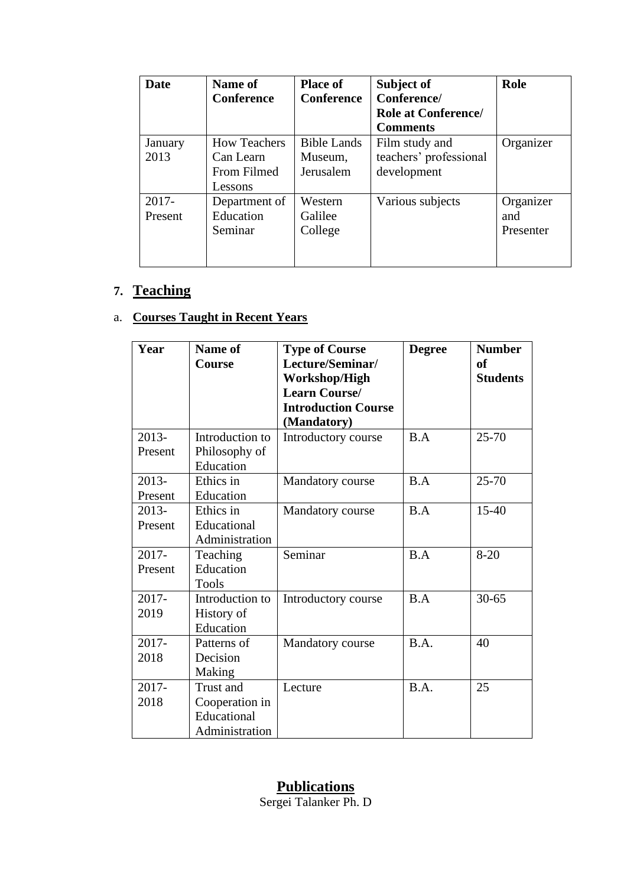| Date | Name of Conference | Place of Conference | Subject of Conference/ Role at Conference/ Comments | Role |
|---|---|---|---|---|
| January 2013 | How Teachers Can Learn From Filmed Lessons | Bible Lands Museum, Jerusalem | Film study and teachers' professional development | Organizer |
| 2017-Present | Department of Education Seminar | Western Galilee College | Various subjects | Organizer and Presenter |

## 7. Teaching

### a. Courses Taught in Recent Years

| Year | Name of Course | Type of Course Lecture/Seminar/ Workshop/High Learn Course/ Introduction Course (Mandatory) | Degree | Number of Students |
|---|---|---|---|---|
| 2013-Present | Introduction to Philosophy of Education | Introductory course | B.A | 25-70 |
| 2013-Present | Ethics in Education | Mandatory course | B.A | 25-70 |
| 2013-Present | Ethics in Educational Administration | Mandatory course | B.A | 15-40 |
| 2017-Present | Teaching Education Tools | Seminar | B.A | 8-20 |
| 2017-2019 | Introduction to History of Education | Introductory course | B.A | 30-65 |
| 2017-2018 | Patterns of Decision Making | Mandatory course | B.A. | 40 |
| 2017-2018 | Trust and Cooperation in Educational Administration | Lecture | B.A. | 25 |

## Publications

Sergei Talanker Ph. D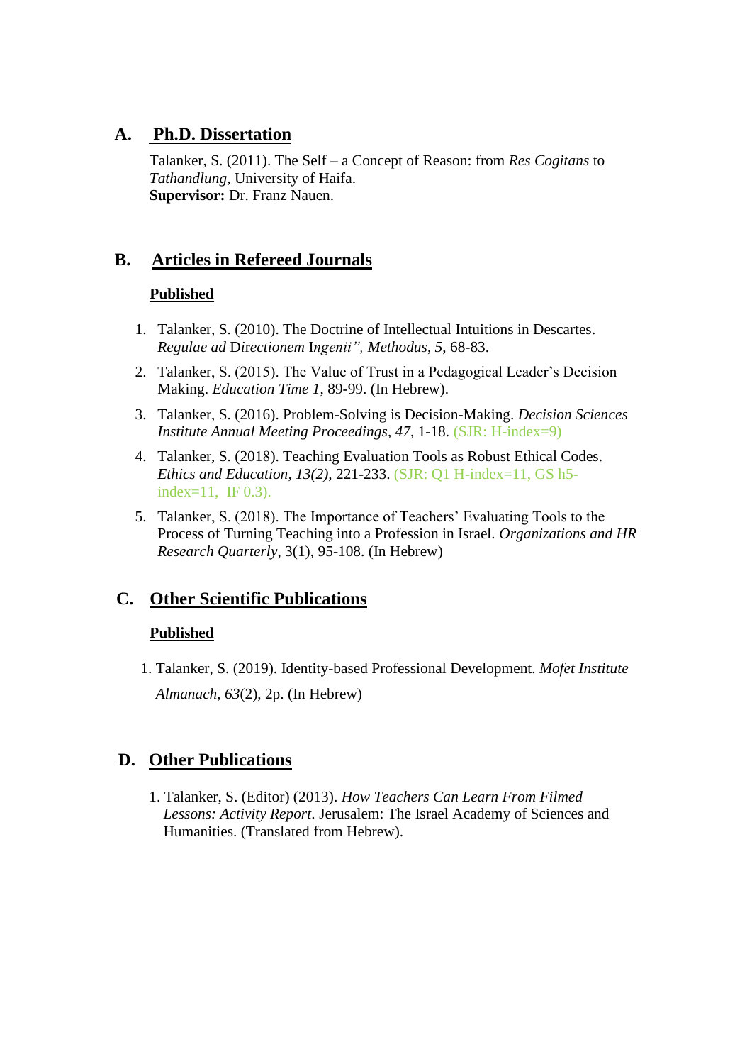## A. Ph.D. Dissertation

Talanker, S. (2011). The Self – a Concept of Reason: from *Res Cogitans* to *Tathandlung*, University of Haifa.
**Supervisor:** Dr. Franz Nauen.

## B. Articles in Refereed Journals

### Published

1. Talanker, S. (2010). The Doctrine of Intellectual Intuitions in Descartes. *Regulae ad* Directionem I*ngenii", Methodus*, *5*, 68-83.
2. Talanker, S. (2015). The Value of Trust in a Pedagogical Leader's Decision Making. *Education Time 1*, 89-99. (In Hebrew).
3. Talanker, S. (2016). Problem-Solving is Decision-Making. *Decision Sciences Institute Annual Meeting Proceedings*, *47*, 1-18. (SJR: H-index=9)
4. Talanker, S. (2018). Teaching Evaluation Tools as Robust Ethical Codes. *Ethics and Education*, *13(2),* 221-233. (SJR: Q1 H-index=11, GS h5-index=11, IF 0.3).
5. Talanker, S. (2018). The Importance of Teachers' Evaluating Tools to the Process of Turning Teaching into a Profession in Israel. *Organizations and HR Research Quarterly*, 3(1), 95-108. (In Hebrew)

## C. Other Scientific Publications

### Published

1. Talanker, S. (2019). Identity-based Professional Development. *Mofet Institute Almanach*, *63*(2), 2p. (In Hebrew)

## D. Other Publications

1. Talanker, S. (Editor) (2013). *How Teachers Can Learn From Filmed Lessons: Activity Report*. Jerusalem: The Israel Academy of Sciences and Humanities. (Translated from Hebrew).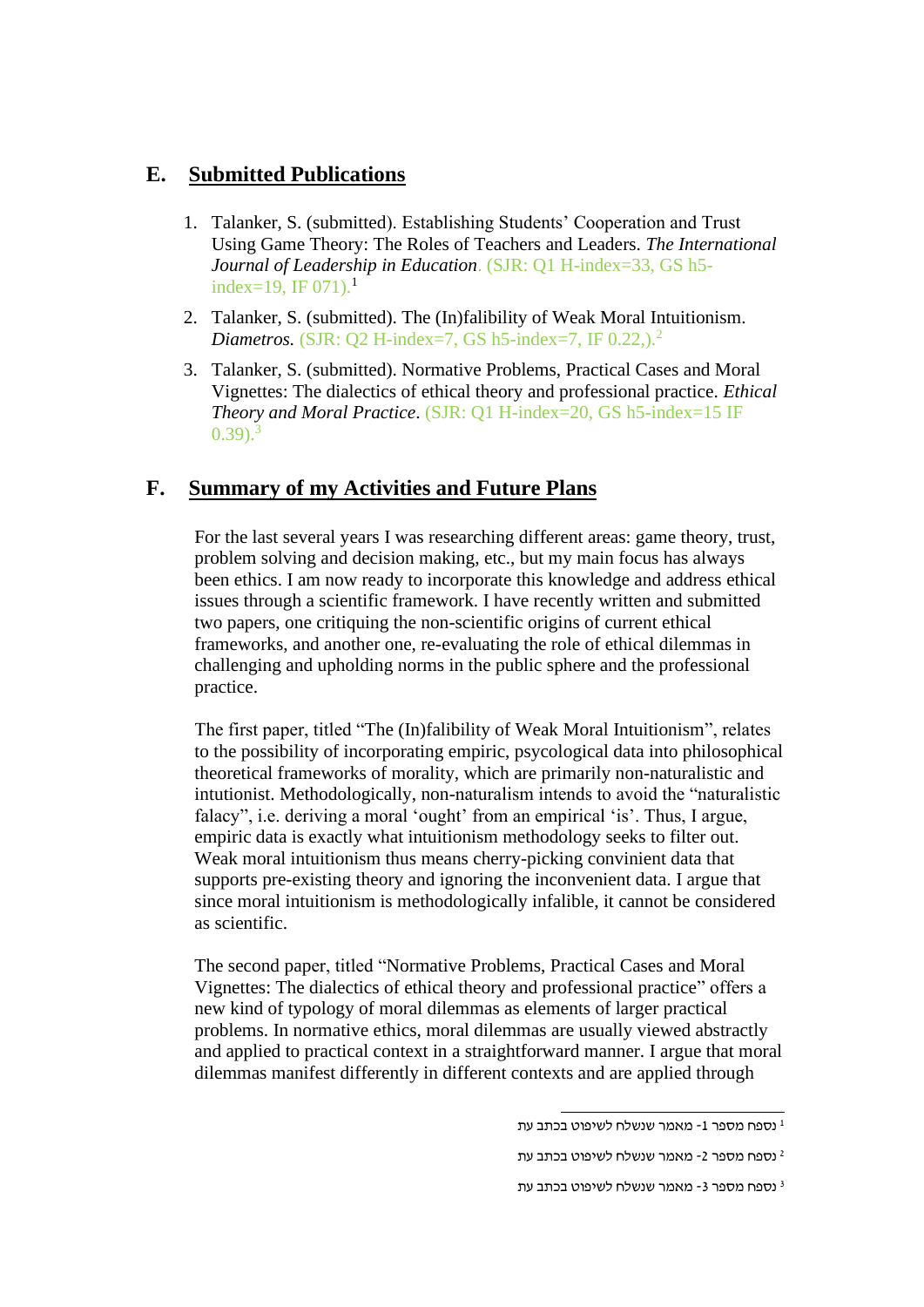## E. Submitted Publications

1. Talanker, S. (submitted). Establishing Students' Cooperation and Trust Using Game Theory: The Roles of Teachers and Leaders. *The International Journal of Leadership in Education*. (SJR: Q1 H-index=33, GS h5-index=19, IF 071).[1]
2. Talanker, S. (submitted). The (In)falibility of Weak Moral Intuitionism. *Diametros.* (SJR: Q2 H-index=7, GS h5-index=7, IF 0.22,).[2]
3. Talanker, S. (submitted). Normative Problems, Practical Cases and Moral Vignettes: The dialectics of ethical theory and professional practice. *Ethical Theory and Moral Practice*. (SJR: Q1 H-index=20, GS h5-index=15 IF 0.39).[3]

## F. Summary of my Activities and Future Plans

For the last several years I was researching different areas: game theory, trust, problem solving and decision making, etc., but my main focus has always been ethics. I am now ready to incorporate this knowledge and address ethical issues through a scientific framework. I have recently written and submitted two papers, one critiquing the non-scientific origins of current ethical frameworks, and another one, re-evaluating the role of ethical dilemmas in challenging and upholding norms in the public sphere and the professional practice.

The first paper, titled "The (In)falibility of Weak Moral Intuitionism", relates to the possibility of incorporating empiric, psycological data into philosophical theoretical frameworks of morality, which are primarily non-naturalistic and intutionist. Methodologically, non-naturalism intends to avoid the "naturalistic falacy", i.e. deriving a moral 'ought' from an empirical 'is'. Thus, I argue, empiric data is exactly what intuitionism methodology seeks to filter out. Weak moral intuitionism thus means cherry-picking convinient data that supports pre-existing theory and ignoring the inconvenient data. I argue that since moral intuitionism is methodologically infalible, it cannot be considered as scientific.

The second paper, titled "Normative Problems, Practical Cases and Moral Vignettes: The dialectics of ethical theory and professional practice" offers a new kind of typology of moral dilemmas as elements of larger practical problems. In normative ethics, moral dilemmas are usually viewed abstractly and applied to practical context in a straightforward manner. I argue that moral dilemmas manifest differently in different contexts and are applied through

---

[1] נספח מספר 1- מאמר שנשלח לשיפוט בכתב עת

[2] נספח מספר 2- מאמר שנשלח לשיפוט בכתב עת

[3] נספח מספר 3- מאמר שנשלח לשיפוט בכתב עת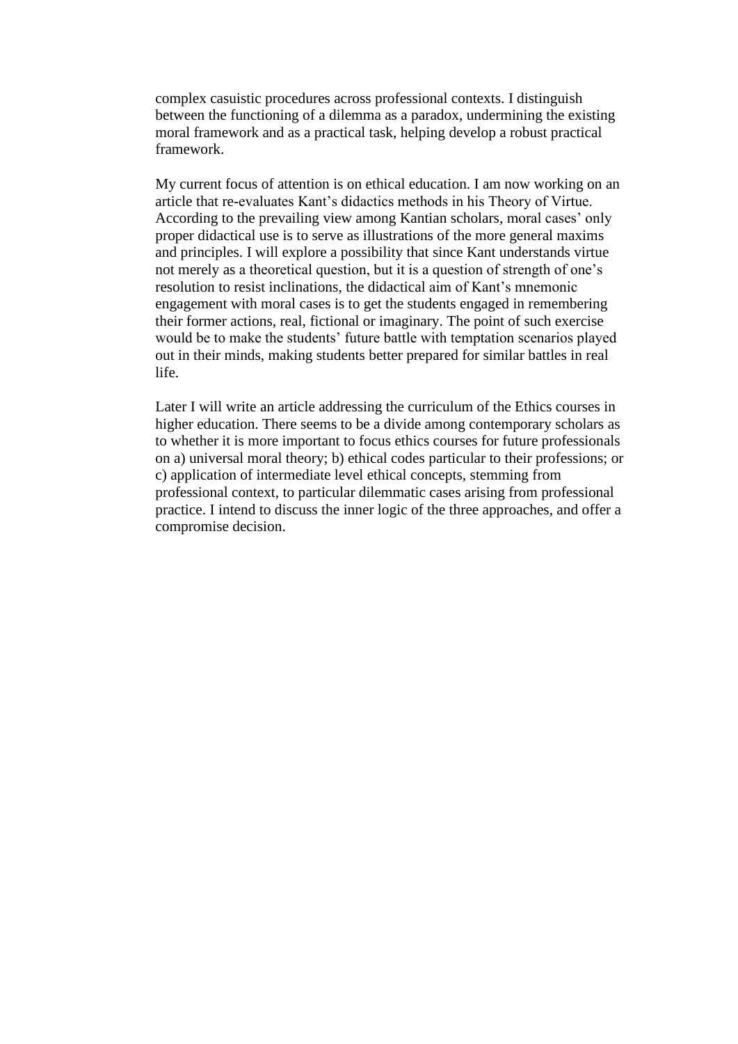complex casuistic procedures across professional contexts. I distinguish between the functioning of a dilemma as a paradox, undermining the existing moral framework and as a practical task, helping develop a robust practical framework.

My current focus of attention is on ethical education. I am now working on an article that re-evaluates Kant's didactics methods in his Theory of Virtue. According to the prevailing view among Kantian scholars, moral cases' only proper didactical use is to serve as illustrations of the more general maxims and principles. I will explore a possibility that since Kant understands virtue not merely as a theoretical question, but it is a question of strength of one's resolution to resist inclinations, the didactical aim of Kant's mnemonic engagement with moral cases is to get the students engaged in remembering their former actions, real, fictional or imaginary. The point of such exercise would be to make the students' future battle with temptation scenarios played out in their minds, making students better prepared for similar battles in real life.

Later I will write an article addressing the curriculum of the Ethics courses in higher education. There seems to be a divide among contemporary scholars as to whether it is more important to focus ethics courses for future professionals on a) universal moral theory; b) ethical codes particular to their professions; or c) application of intermediate level ethical concepts, stemming from professional context, to particular dilemmatic cases arising from professional practice. I intend to discuss the inner logic of the three approaches, and offer a compromise decision.